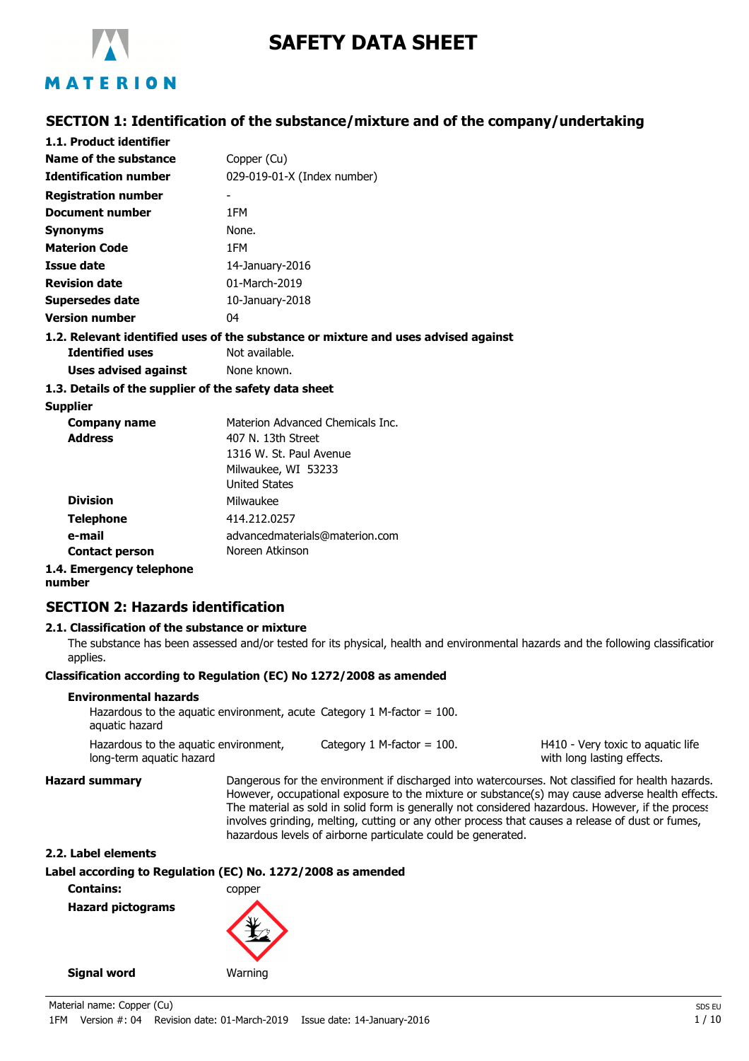# SAFETY DATA SHEET

MATERION

## SECTION 1: Identification of the substance/mixture and of the company/undertaking

### 1.1. Product identifier

| | |
|---|---|
| **Name of the substance** | Copper (Cu) |
| **Identification number** | 029-019-01-X (Index number) |
| **Registration number** | - |
| **Document number** | 1FM |
| **Synonyms** | None. |
| **Materion Code** | 1FM |
| **Issue date** | 14-January-2016 |
| **Revision date** | 01-March-2019 |
| **Supersedes date** | 10-January-2018 |
| **Version number** | 04 |

### 1.2. Relevant identified uses of the substance or mixture and uses advised against

| | |
|---|---|
| **Identified uses** | Not available. |
| **Uses advised against** | None known. |

### 1.3. Details of the supplier of the safety data sheet

**Supplier**

| | |
|---|---|
| **Company name** | Materion Advanced Chemicals Inc. |
| **Address** | 407 N. 13th Street<br>1316 W. St. Paul Avenue<br>Milwaukee, WI 53233<br>United States |
| **Division** | Milwaukee |
| **Telephone** | 414.212.0257 |
| **e-mail** | advancedmaterials@materion.com |
| **Contact person** | Noreen Atkinson |

### 1.4. Emergency telephone number

## SECTION 2: Hazards identification

### 2.1. Classification of the substance or mixture

The substance has been assessed and/or tested for its physical, health and environmental hazards and the following classification applies.

**Classification according to Regulation (EC) No 1272/2008 as amended**

**Environmental hazards**

| | | |
|---|---|---|
| Hazardous to the aquatic environment, acute aquatic hazard | Category 1 M-factor = 100. | |
| Hazardous to the aquatic environment, long-term aquatic hazard | Category 1 M-factor = 100. | H410 - Very toxic to aquatic life with long lasting effects. |

**Hazard summary** Dangerous for the environment if discharged into watercourses. Not classified for health hazards. However, occupational exposure to the mixture or substance(s) may cause adverse health effects. The material as sold in solid form is generally not considered hazardous. However, if the process involves grinding, melting, cutting or any other process that causes a release of dust or fumes, hazardous levels of airborne particulate could be generated.

### 2.2. Label elements

**Label according to Regulation (EC) No. 1272/2008 as amended**

| | |
|---|---|
| **Contains:** | copper |
| **Hazard pictograms** | |
| **Signal word** | Warning |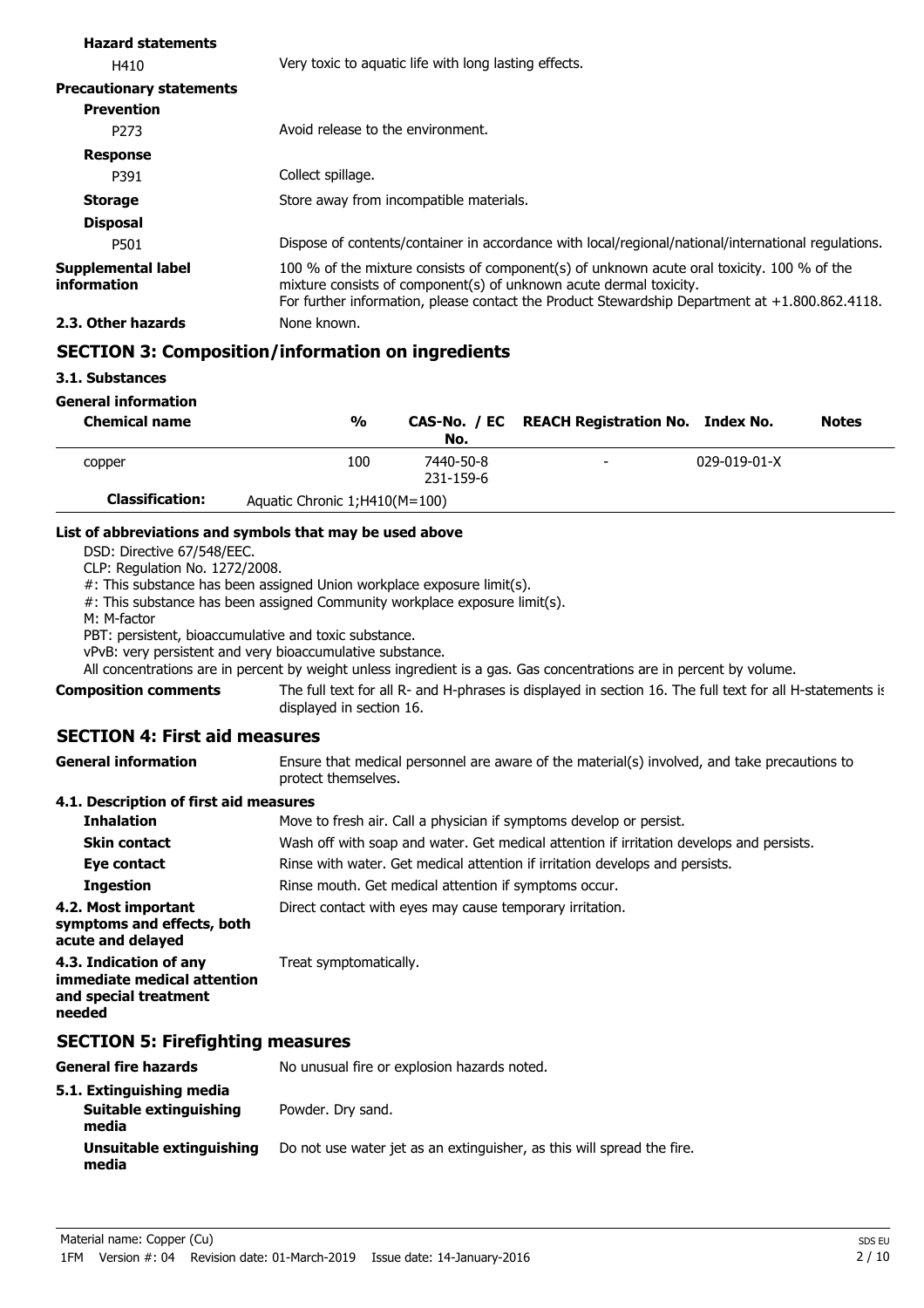**Hazard statements**

H410 Very toxic to aquatic life with long lasting effects.

**Precautionary statements**

**Prevention**

P273 Avoid release to the environment.

**Response**

P391 Collect spillage.

**Storage** Store away from incompatible materials.

**Disposal**

P501 Dispose of contents/container in accordance with local/regional/national/international regulations.

**Supplemental label information** 100 % of the mixture consists of component(s) of unknown acute oral toxicity. 100 % of the mixture consists of component(s) of unknown acute dermal toxicity.
For further information, please contact the Product Stewardship Department at +1.800.862.4118.

**2.3. Other hazards** None known.

## SECTION 3: Composition/information on ingredients

### 3.1. Substances

**General information**

| Chemical name | % | CAS-No. / EC No. | REACH Registration No. | Index No. | Notes |
|---|---|---|---|---|---|
| copper | 100 | 7440-50-8<br>231-159-6 | - | 029-019-01-X | |
| **Classification:** | Aquatic Chronic 1;H410(M=100) | | | | |

**List of abbreviations and symbols that may be used above**

DSD: Directive 67/548/EEC.
CLP: Regulation No. 1272/2008.
#: This substance has been assigned Union workplace exposure limit(s).
#: This substance has been assigned Community workplace exposure limit(s).
M: M-factor
PBT: persistent, bioaccumulative and toxic substance.
vPvB: very persistent and very bioaccumulative substance.
All concentrations are in percent by weight unless ingredient is a gas. Gas concentrations are in percent by volume.

**Composition comments** The full text for all R- and H-phrases is displayed in section 16. The full text for all H-statements is displayed in section 16.

## SECTION 4: First aid measures

**General information** Ensure that medical personnel are aware of the material(s) involved, and take precautions to protect themselves.

**4.1. Description of first aid measures**

**Inhalation** Move to fresh air. Call a physician if symptoms develop or persist.

**Skin contact** Wash off with soap and water. Get medical attention if irritation develops and persists.

**Eye contact** Rinse with water. Get medical attention if irritation develops and persists.

**Ingestion** Rinse mouth. Get medical attention if symptoms occur.

**4.2. Most important symptoms and effects, both acute and delayed** Direct contact with eyes may cause temporary irritation.

**4.3. Indication of any immediate medical attention and special treatment needed** Treat symptomatically.

## SECTION 5: Firefighting measures

**General fire hazards** No unusual fire or explosion hazards noted.

**5.1. Extinguishing media**

**Suitable extinguishing media** Powder. Dry sand.

**Unsuitable extinguishing media** Do not use water jet as an extinguisher, as this will spread the fire.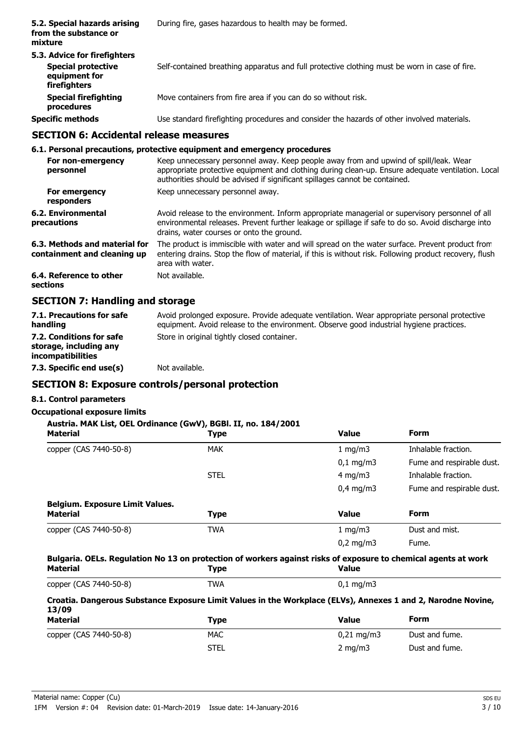| | |
|---|---|
| **5.2. Special hazards arising from the substance or mixture** | During fire, gases hazardous to health may be formed. |
| **5.3. Advice for firefighters** | |
| **Special protective equipment for firefighters** | Self-contained breathing apparatus and full protective clothing must be worn in case of fire. |
| **Special firefighting procedures** | Move containers from fire area if you can do so without risk. |
| **Specific methods** | Use standard firefighting procedures and consider the hazards of other involved materials. |

## SECTION 6: Accidental release measures

### 6.1. Personal precautions, protective equipment and emergency procedures

| | |
|---|---|
| **For non-emergency personnel** | Keep unnecessary personnel away. Keep people away from and upwind of spill/leak. Wear appropriate protective equipment and clothing during clean-up. Ensure adequate ventilation. Local authorities should be advised if significant spillages cannot be contained. |
| **For emergency responders** | Keep unnecessary personnel away. |
| **6.2. Environmental precautions** | Avoid release to the environment. Inform appropriate managerial or supervisory personnel of all environmental releases. Prevent further leakage or spillage if safe to do so. Avoid discharge into drains, water courses or onto the ground. |
| **6.3. Methods and material for containment and cleaning up** | The product is immiscible with water and will spread on the water surface. Prevent product from entering drains. Stop the flow of material, if this is without risk. Following product recovery, flush area with water. |
| **6.4. Reference to other sections** | Not available. |

## SECTION 7: Handling and storage

| | |
|---|---|
| **7.1. Precautions for safe handling** | Avoid prolonged exposure. Provide adequate ventilation. Wear appropriate personal protective equipment. Avoid release to the environment. Observe good industrial hygiene practices. |
| **7.2. Conditions for safe storage, including any incompatibilities** | Store in original tightly closed container. |
| **7.3. Specific end use(s)** | Not available. |

## SECTION 8: Exposure controls/personal protection

### 8.1. Control parameters

**Occupational exposure limits**

**Austria. MAK List, OEL Ordinance (GwV), BGBl. II, no. 184/2001**

| Material | Type | Value | Form |
|---|---|---|---|
| copper (CAS 7440-50-8) | MAK | 1 mg/m3 | Inhalable fraction. |
| | | 0,1 mg/m3 | Fume and respirable dust. |
| | STEL | 4 mg/m3 | Inhalable fraction. |
| | | 0,4 mg/m3 | Fume and respirable dust. |

**Belgium. Exposure Limit Values.**

| Material | Type | Value | Form |
|---|---|---|---|
| copper (CAS 7440-50-8) | TWA | 1 mg/m3 | Dust and mist. |
| | | 0,2 mg/m3 | Fume. |

**Bulgaria. OELs. Regulation No 13 on protection of workers against risks of exposure to chemical agents at work**

| Material | Type | Value |
|---|---|---|
| copper (CAS 7440-50-8) | TWA | 0,1 mg/m3 |

**Croatia. Dangerous Substance Exposure Limit Values in the Workplace (ELVs), Annexes 1 and 2, Narodne Novine, 13/09**

| Material | Type | Value | Form |
|---|---|---|---|
| copper (CAS 7440-50-8) | MAC | 0,21 mg/m3 | Dust and fume. |
| | STEL | 2 mg/m3 | Dust and fume. |

Material name: Copper (Cu)
1FM Version #: 04 Revision date: 01-March-2019 Issue date: 14-January-2016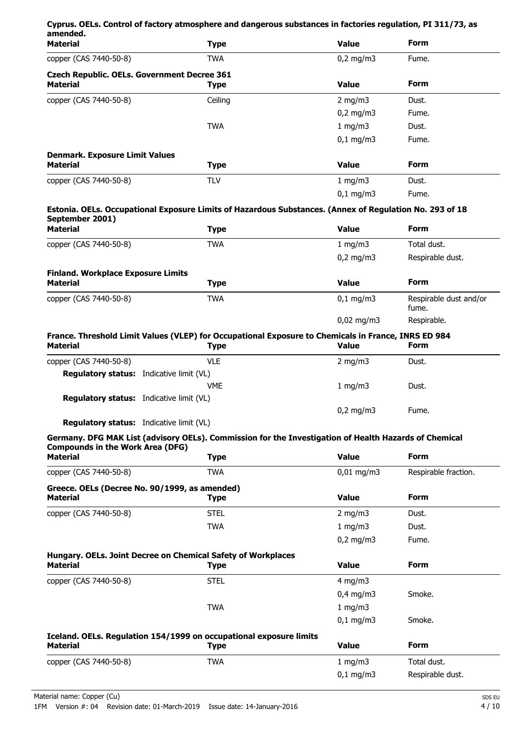**Cyprus. OELs. Control of factory atmosphere and dangerous substances in factories regulation, PI 311/73, as amended.**

| Material | Type | Value | Form |
|---|---|---|---|
| copper (CAS 7440-50-8) | TWA | 0,2 mg/m3 | Fume. |

**Czech Republic. OELs. Government Decree 361**

| Material | Type | Value | Form |
|---|---|---|---|
| copper (CAS 7440-50-8) | Ceiling | 2 mg/m3 | Dust. |
| | | 0,2 mg/m3 | Fume. |
| | TWA | 1 mg/m3 | Dust. |
| | | 0,1 mg/m3 | Fume. |

**Denmark. Exposure Limit Values**

| Material | Type | Value | Form |
|---|---|---|---|
| copper (CAS 7440-50-8) | TLV | 1 mg/m3 | Dust. |
| | | 0,1 mg/m3 | Fume. |

**Estonia. OELs. Occupational Exposure Limits of Hazardous Substances. (Annex of Regulation No. 293 of 18 September 2001)**

| Material | Type | Value | Form |
|---|---|---|---|
| copper (CAS 7440-50-8) | TWA | 1 mg/m3 | Total dust. |
| | | 0,2 mg/m3 | Respirable dust. |

**Finland. Workplace Exposure Limits**

| Material | Type | Value | Form |
|---|---|---|---|
| copper (CAS 7440-50-8) | TWA | 0,1 mg/m3 | Respirable dust and/or fume. |
| | | 0,02 mg/m3 | Respirable. |

**France. Threshold Limit Values (VLEP) for Occupational Exposure to Chemicals in France, INRS ED 984**

| Material | Type | Value | Form |
|---|---|---|---|
| copper (CAS 7440-50-8) | VLE | 2 mg/m3 | Dust. |
| **Regulatory status:** Indicative limit (VL) | | | |
| | VME | 1 mg/m3 | Dust. |
| **Regulatory status:** Indicative limit (VL) | | | |
| | | 0,2 mg/m3 | Fume. |
| **Regulatory status:** Indicative limit (VL) | | | |

**Germany. DFG MAK List (advisory OELs). Commission for the Investigation of Health Hazards of Chemical Compounds in the Work Area (DFG)**

| Material | Type | Value | Form |
|---|---|---|---|
| copper (CAS 7440-50-8) | TWA | 0,01 mg/m3 | Respirable fraction. |

**Greece. OELs (Decree No. 90/1999, as amended)**

| Material | Type | Value | Form |
|---|---|---|---|
| copper (CAS 7440-50-8) | STEL | 2 mg/m3 | Dust. |
| | TWA | 1 mg/m3 | Dust. |
| | | 0,2 mg/m3 | Fume. |

**Hungary. OELs. Joint Decree on Chemical Safety of Workplaces**

| Material | Type | Value | Form |
|---|---|---|---|
| copper (CAS 7440-50-8) | STEL | 4 mg/m3 | |
| | | 0,4 mg/m3 | Smoke. |
| | TWA | 1 mg/m3 | |
| | | 0,1 mg/m3 | Smoke. |

**Iceland. OELs. Regulation 154/1999 on occupational exposure limits**

| Material | Type | Value | Form |
|---|---|---|---|
| copper (CAS 7440-50-8) | TWA | 1 mg/m3 | Total dust. |
| | | 0,1 mg/m3 | Respirable dust. |

Material name: Copper (Cu)

1FM Version #: 04 Revision date: 01-March-2019 Issue date: 14-January-2016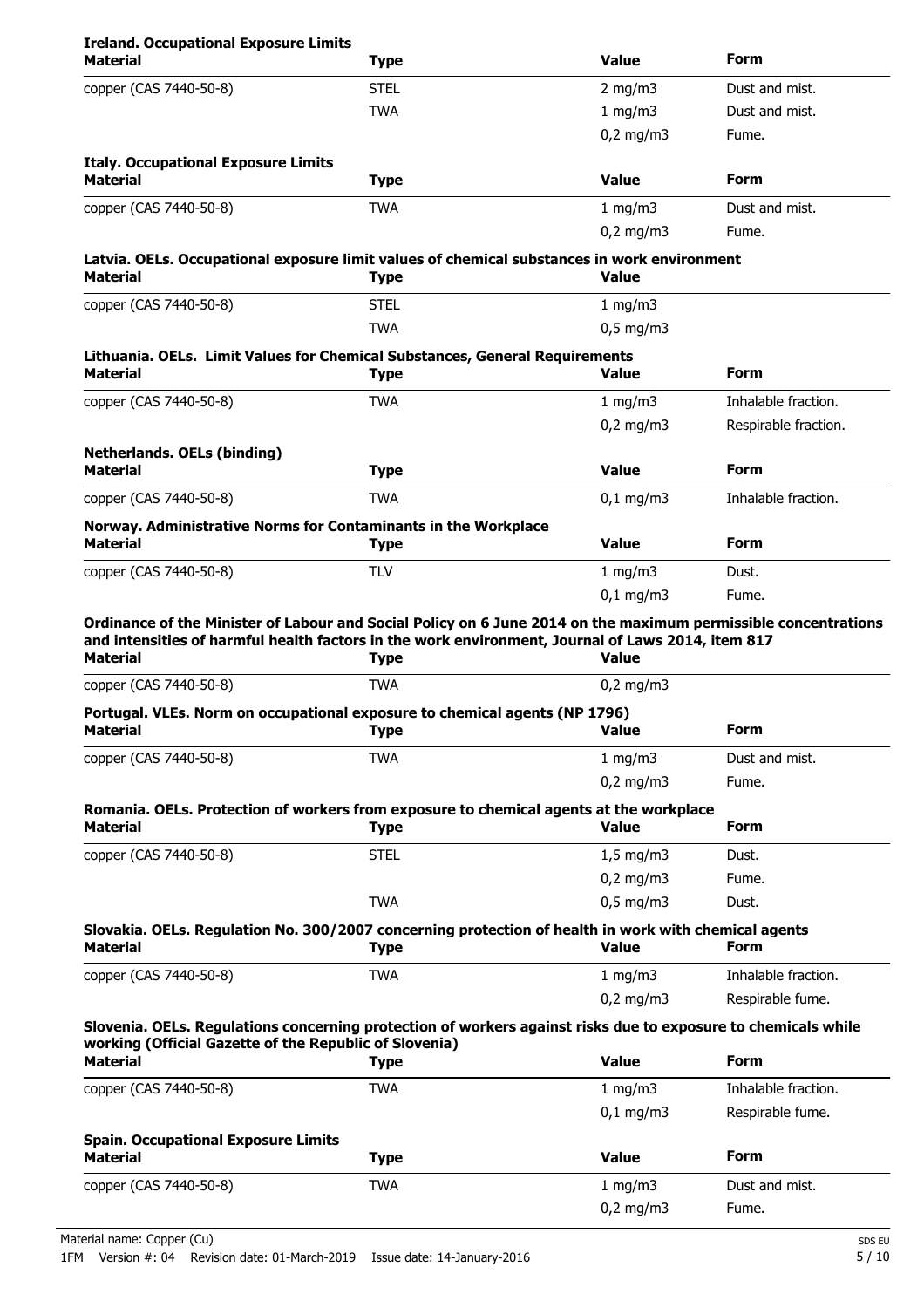**Ireland. Occupational Exposure Limits**

| Material | Type | Value | Form |
|---|---|---|---|
| copper (CAS 7440-50-8) | STEL | 2 mg/m3 | Dust and mist. |
| | TWA | 1 mg/m3 | Dust and mist. |
| | | 0,2 mg/m3 | Fume. |

**Italy. Occupational Exposure Limits**

| Material | Type | Value | Form |
|---|---|---|---|
| copper (CAS 7440-50-8) | TWA | 1 mg/m3 | Dust and mist. |
| | | 0,2 mg/m3 | Fume. |

**Latvia. OELs. Occupational exposure limit values of chemical substances in work environment**

| Material | Type | Value |
|---|---|---|
| copper (CAS 7440-50-8) | STEL | 1 mg/m3 |
| | TWA | 0,5 mg/m3 |

**Lithuania. OELs. Limit Values for Chemical Substances, General Requirements**

| Material | Type | Value | Form |
|---|---|---|---|
| copper (CAS 7440-50-8) | TWA | 1 mg/m3 | Inhalable fraction. |
| | | 0,2 mg/m3 | Respirable fraction. |

**Netherlands. OELs (binding)**

| Material | Type | Value | Form |
|---|---|---|---|
| copper (CAS 7440-50-8) | TWA | 0,1 mg/m3 | Inhalable fraction. |

**Norway. Administrative Norms for Contaminants in the Workplace**

| Material | Type | Value | Form |
|---|---|---|---|
| copper (CAS 7440-50-8) | TLV | 1 mg/m3 | Dust. |
| | | 0,1 mg/m3 | Fume. |

**Ordinance of the Minister of Labour and Social Policy on 6 June 2014 on the maximum permissible concentrations and intensities of harmful health factors in the work environment, Journal of Laws 2014, item 817**

| Material | Type | Value |
|---|---|---|
| copper (CAS 7440-50-8) | TWA | 0,2 mg/m3 |

**Portugal. VLEs. Norm on occupational exposure to chemical agents (NP 1796)**

| Material | Type | Value | Form |
|---|---|---|---|
| copper (CAS 7440-50-8) | TWA | 1 mg/m3 | Dust and mist. |
| | | 0,2 mg/m3 | Fume. |

**Romania. OELs. Protection of workers from exposure to chemical agents at the workplace**

| Material | Type | Value | Form |
|---|---|---|---|
| copper (CAS 7440-50-8) | STEL | 1,5 mg/m3 | Dust. |
| | | 0,2 mg/m3 | Fume. |
| | TWA | 0,5 mg/m3 | Dust. |

**Slovakia. OELs. Regulation No. 300/2007 concerning protection of health in work with chemical agents**

| Material | Type | Value | Form |
|---|---|---|---|
| copper (CAS 7440-50-8) | TWA | 1 mg/m3 | Inhalable fraction. |
| | | 0,2 mg/m3 | Respirable fume. |

**Slovenia. OELs. Regulations concerning protection of workers against risks due to exposure to chemicals while working (Official Gazette of the Republic of Slovenia)**

| Material | Type | Value | Form |
|---|---|---|---|
| copper (CAS 7440-50-8) | TWA | 1 mg/m3 | Inhalable fraction. |
| | | 0,1 mg/m3 | Respirable fume. |

**Spain. Occupational Exposure Limits**

| Material | Type | Value | Form |
|---|---|---|---|
| copper (CAS 7440-50-8) | TWA | 1 mg/m3 | Dust and mist. |
| | | 0,2 mg/m3 | Fume. |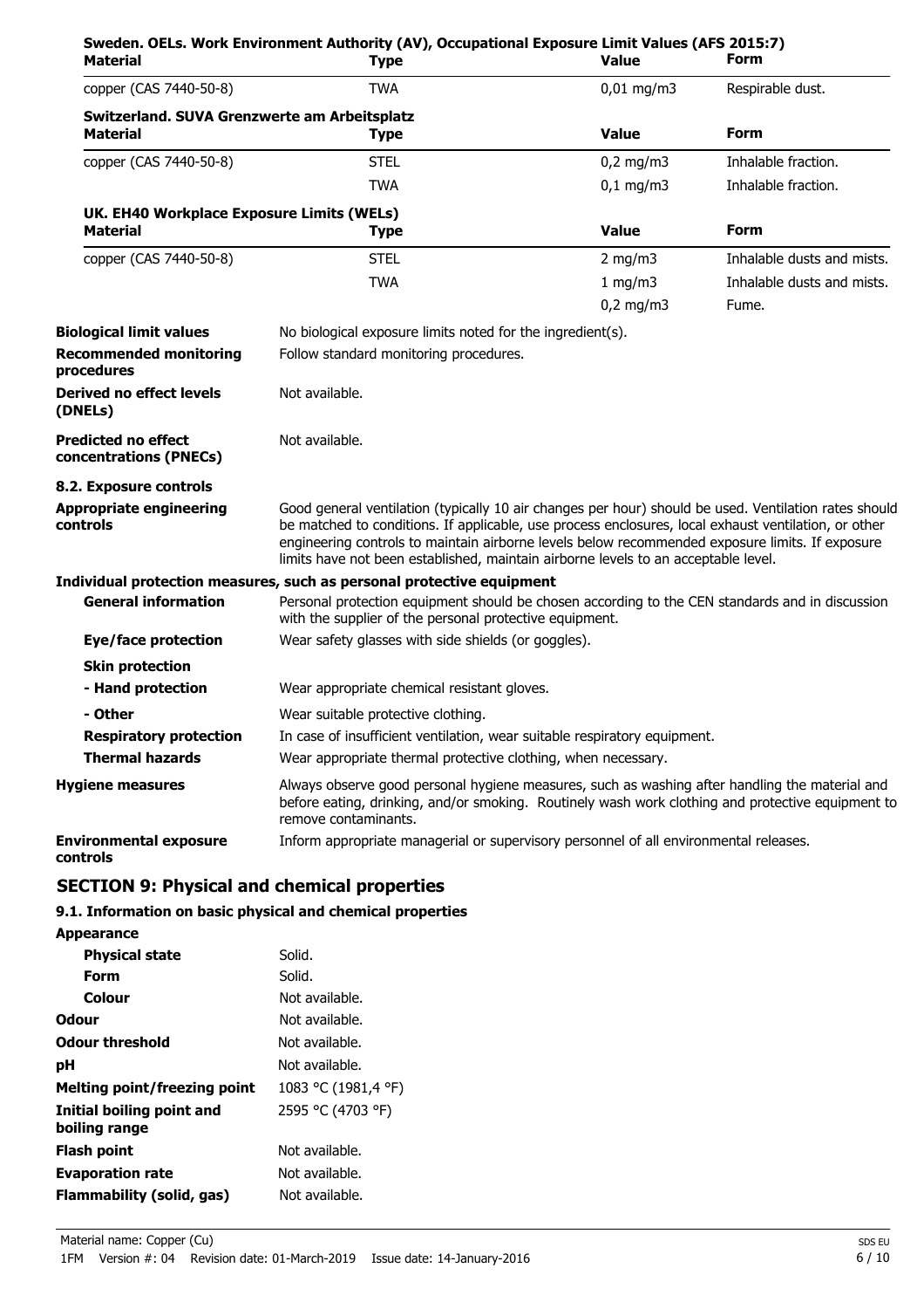**Sweden. OELs. Work Environment Authority (AV), Occupational Exposure Limit Values (AFS 2015:7)**

| Material | Type | Value | Form |
| --- | --- | --- | --- |
| copper (CAS 7440-50-8) | TWA | 0,01 mg/m3 | Respirable dust. |

**Switzerland. SUVA Grenzwerte am Arbeitsplatz**

| Material | Type | Value | Form |
| --- | --- | --- | --- |
| copper (CAS 7440-50-8) | STEL | 0,2 mg/m3 | Inhalable fraction. |
| | TWA | 0,1 mg/m3 | Inhalable fraction. |

**UK. EH40 Workplace Exposure Limits (WELs)**

| Material | Type | Value | Form |
| --- | --- | --- | --- |
| copper (CAS 7440-50-8) | STEL | 2 mg/m3 | Inhalable dusts and mists. |
| | TWA | 1 mg/m3 | Inhalable dusts and mists. |
| | | 0,2 mg/m3 | Fume. |

**Biological limit values** No biological exposure limits noted for the ingredient(s).

**Recommended monitoring procedures** Follow standard monitoring procedures.

**Derived no effect levels (DNELs)** Not available.

**Predicted no effect concentrations (PNECs)** Not available.

## 8.2. Exposure controls

**Appropriate engineering controls** Good general ventilation (typically 10 air changes per hour) should be used. Ventilation rates should be matched to conditions. If applicable, use process enclosures, local exhaust ventilation, or other engineering controls to maintain airborne levels below recommended exposure limits. If exposure limits have not been established, maintain airborne levels to an acceptable level.

### Individual protection measures, such as personal protective equipment

**General information** Personal protection equipment should be chosen according to the CEN standards and in discussion with the supplier of the personal protective equipment.

**Eye/face protection** Wear safety glasses with side shields (or goggles).

**Skin protection**

**- Hand protection** Wear appropriate chemical resistant gloves.

**- Other** Wear suitable protective clothing.

**Respiratory protection** In case of insufficient ventilation, wear suitable respiratory equipment.

**Thermal hazards** Wear appropriate thermal protective clothing, when necessary.

**Hygiene measures** Always observe good personal hygiene measures, such as washing after handling the material and before eating, drinking, and/or smoking. Routinely wash work clothing and protective equipment to remove contaminants.

**Environmental exposure controls** Inform appropriate managerial or supervisory personnel of all environmental releases.

# SECTION 9: Physical and chemical properties

## 9.1. Information on basic physical and chemical properties

**Appearance**

**Physical state** Solid.

**Form** Solid.

**Colour** Not available.

**Odour** Not available.

**Odour threshold** Not available.

**pH** Not available.

**Melting point/freezing point** 1083 °C (1981,4 °F)

**Initial boiling point and boiling range** 2595 °C (4703 °F)

**Flash point** Not available.

**Evaporation rate** Not available.

**Flammability (solid, gas)** Not available.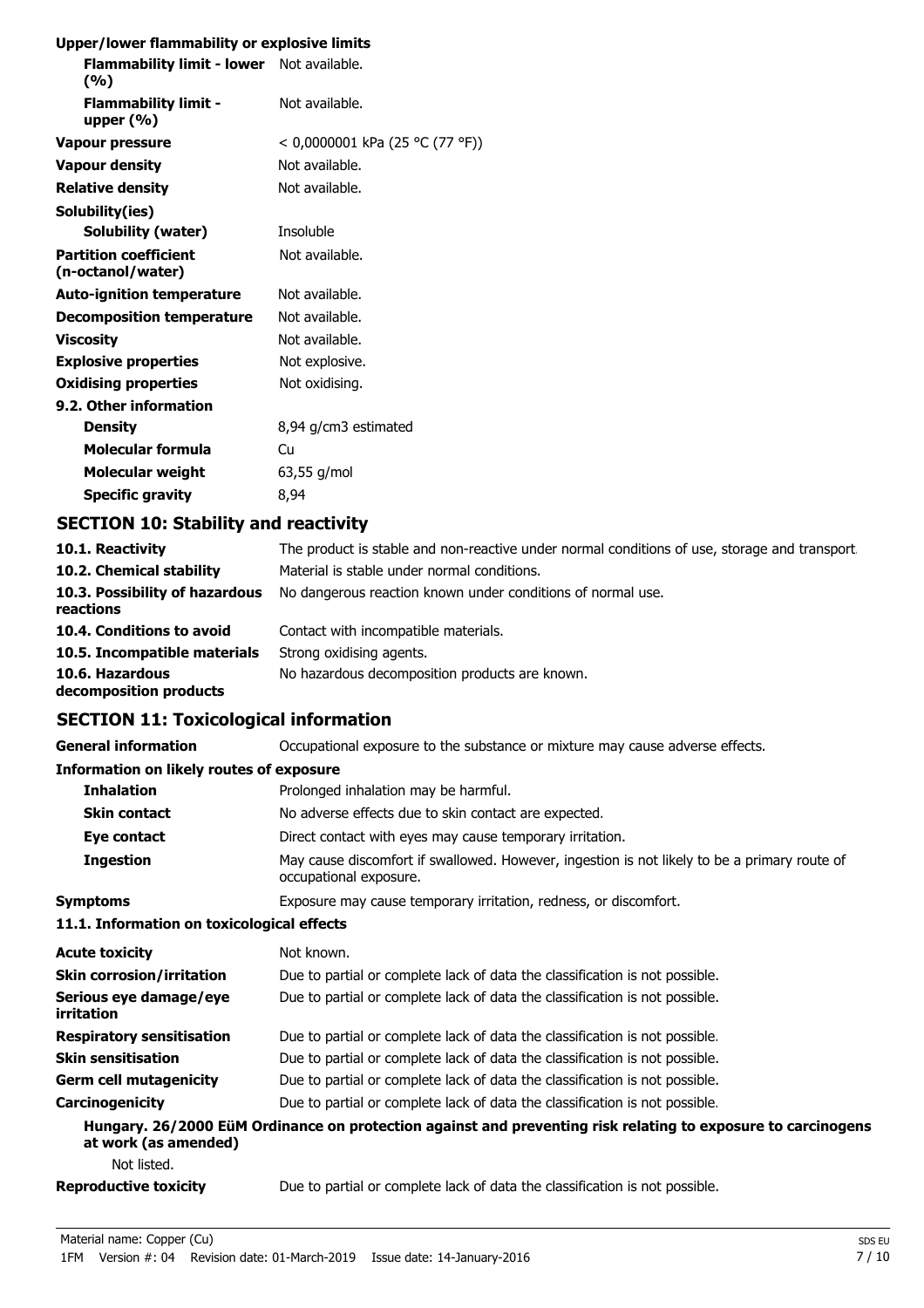**Upper/lower flammability or explosive limits**

| | |
|---|---|
| **Flammability limit - lower (%)** | Not available. |
| **Flammability limit - upper (%)** | Not available. |
| **Vapour pressure** | < 0,0000001 kPa (25 °C (77 °F)) |
| **Vapour density** | Not available. |
| **Relative density** | Not available. |
| **Solubility(ies)** | |
| **Solubility (water)** | Insoluble |
| **Partition coefficient (n-octanol/water)** | Not available. |
| **Auto-ignition temperature** | Not available. |
| **Decomposition temperature** | Not available. |
| **Viscosity** | Not available. |
| **Explosive properties** | Not explosive. |
| **Oxidising properties** | Not oxidising. |

**9.2. Other information**

| | |
|---|---|
| **Density** | 8,94 g/cm3 estimated |
| **Molecular formula** | Cu |
| **Molecular weight** | 63,55 g/mol |
| **Specific gravity** | 8,94 |

## SECTION 10: Stability and reactivity

| | |
|---|---|
| **10.1. Reactivity** | The product is stable and non-reactive under normal conditions of use, storage and transport. |
| **10.2. Chemical stability** | Material is stable under normal conditions. |
| **10.3. Possibility of hazardous reactions** | No dangerous reaction known under conditions of normal use. |
| **10.4. Conditions to avoid** | Contact with incompatible materials. |
| **10.5. Incompatible materials** | Strong oxidising agents. |
| **10.6. Hazardous decomposition products** | No hazardous decomposition products are known. |

## SECTION 11: Toxicological information

**General information** Occupational exposure to the substance or mixture may cause adverse effects.

**Information on likely routes of exposure**

| | |
|---|---|
| **Inhalation** | Prolonged inhalation may be harmful. |
| **Skin contact** | No adverse effects due to skin contact are expected. |
| **Eye contact** | Direct contact with eyes may cause temporary irritation. |
| **Ingestion** | May cause discomfort if swallowed. However, ingestion is not likely to be a primary route of occupational exposure. |
| **Symptoms** | Exposure may cause temporary irritation, redness, or discomfort. |

**11.1. Information on toxicological effects**

| | |
|---|---|
| **Acute toxicity** | Not known. |
| **Skin corrosion/irritation** | Due to partial or complete lack of data the classification is not possible. |
| **Serious eye damage/eye irritation** | Due to partial or complete lack of data the classification is not possible. |
| **Respiratory sensitisation** | Due to partial or complete lack of data the classification is not possible. |
| **Skin sensitisation** | Due to partial or complete lack of data the classification is not possible. |
| **Germ cell mutagenicity** | Due to partial or complete lack of data the classification is not possible. |
| **Carcinogenicity** | Due to partial or complete lack of data the classification is not possible. |

**Hungary. 26/2000 EüM Ordinance on protection against and preventing risk relating to exposure to carcinogens at work (as amended)**

Not listed.

**Reproductive toxicity** Due to partial or complete lack of data the classification is not possible.

Material name: Copper (Cu)

1FM Version #: 04 Revision date: 01-March-2019 Issue date: 14-January-2016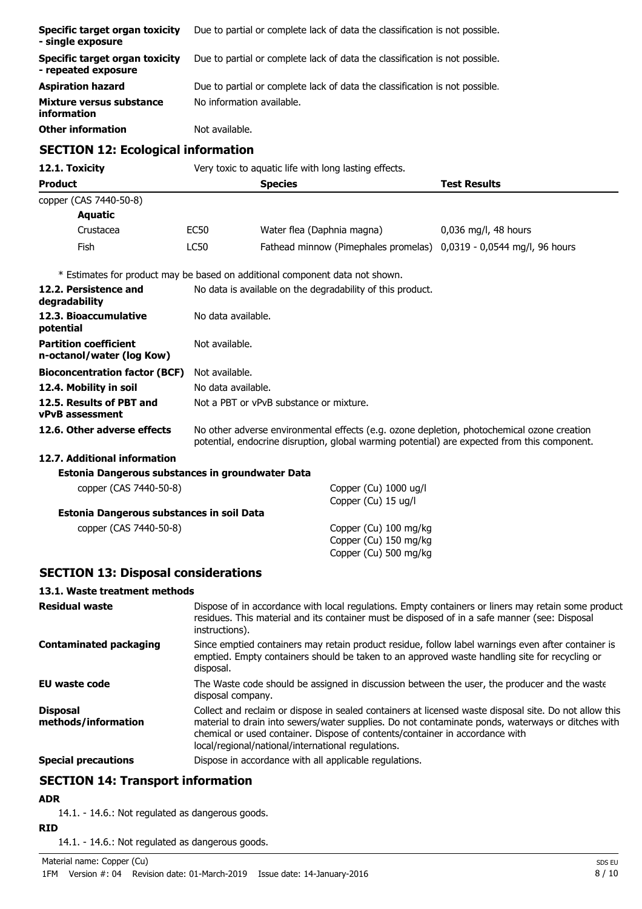| | |
|---|---|
| **Specific target organ toxicity - single exposure** | Due to partial or complete lack of data the classification is not possible. |
| **Specific target organ toxicity - repeated exposure** | Due to partial or complete lack of data the classification is not possible. |
| **Aspiration hazard** | Due to partial or complete lack of data the classification is not possible. |
| **Mixture versus substance information** | No information available. |
| **Other information** | Not available. |

## SECTION 12: Ecological information

**12.1. Toxicity** Very toxic to aquatic life with long lasting effects.

| Product | | Species | Test Results |
|---|---|---|---|
| copper (CAS 7440-50-8) | | | |
| **Aquatic** | | | |
| Crustacea | EC50 | Water flea (Daphnia magna) | 0,036 mg/l, 48 hours |
| Fish | LC50 | Fathead minnow (Pimephales promelas) | 0,0319 - 0,0544 mg/l, 96 hours |

\* Estimates for product may be based on additional component data not shown.

| | |
|---|---|
| **12.2. Persistence and degradability** | No data is available on the degradability of this product. |
| **12.3. Bioaccumulative potential** | No data available. |
| **Partition coefficient n-octanol/water (log Kow)** | Not available. |
| **Bioconcentration factor (BCF)** | Not available. |
| **12.4. Mobility in soil** | No data available. |
| **12.5. Results of PBT and vPvB assessment** | Not a PBT or vPvB substance or mixture. |
| **12.6. Other adverse effects** | No other adverse environmental effects (e.g. ozone depletion, photochemical ozone creation potential, endocrine disruption, global warming potential) are expected from this component. |

**12.7. Additional information**

**Estonia Dangerous substances in groundwater Data**

| | |
|---|---|
| copper (CAS 7440-50-8) | Copper (Cu) 1000 ug/l<br>Copper (Cu) 15 ug/l |

**Estonia Dangerous substances in soil Data**

| | |
|---|---|
| copper (CAS 7440-50-8) | Copper (Cu) 100 mg/kg<br>Copper (Cu) 150 mg/kg<br>Copper (Cu) 500 mg/kg |

## SECTION 13: Disposal considerations

**13.1. Waste treatment methods**

| | |
|---|---|
| **Residual waste** | Dispose of in accordance with local regulations. Empty containers or liners may retain some product residues. This material and its container must be disposed of in a safe manner (see: Disposal instructions). |
| **Contaminated packaging** | Since emptied containers may retain product residue, follow label warnings even after container is emptied. Empty containers should be taken to an approved waste handling site for recycling or disposal. |
| **EU waste code** | The Waste code should be assigned in discussion between the user, the producer and the waste disposal company. |
| **Disposal methods/information** | Collect and reclaim or dispose in sealed containers at licensed waste disposal site. Do not allow this material to drain into sewers/water supplies. Do not contaminate ponds, waterways or ditches with chemical or used container. Dispose of contents/container in accordance with local/regional/national/international regulations. |
| **Special precautions** | Dispose in accordance with all applicable regulations. |

## SECTION 14: Transport information

**ADR**

14.1. - 14.6.: Not regulated as dangerous goods.

**RID**

14.1. - 14.6.: Not regulated as dangerous goods.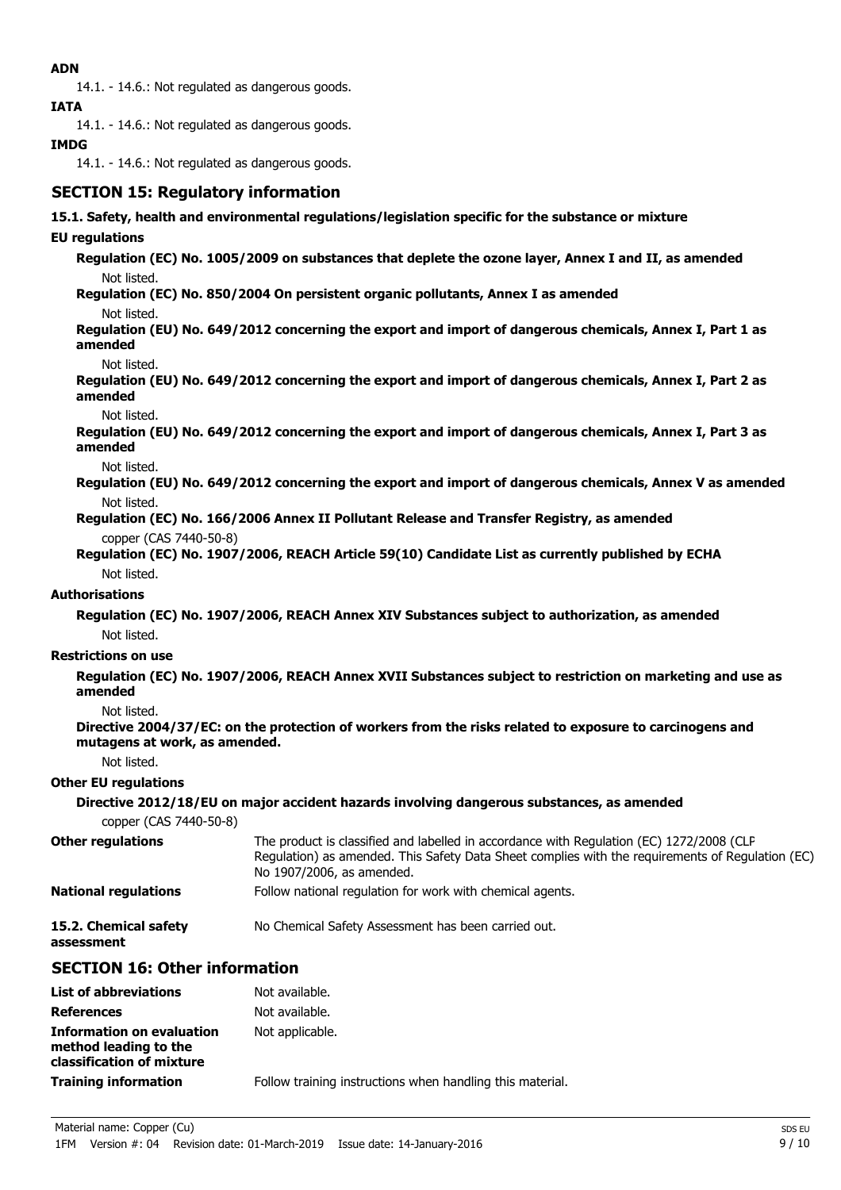**ADN**

14.1. - 14.6.: Not regulated as dangerous goods.

**IATA**

14.1. - 14.6.: Not regulated as dangerous goods.

**IMDG**

14.1. - 14.6.: Not regulated as dangerous goods.

## SECTION 15: Regulatory information

**15.1. Safety, health and environmental regulations/legislation specific for the substance or mixture**

**EU regulations**

**Regulation (EC) No. 1005/2009 on substances that deplete the ozone layer, Annex I and II, as amended**

Not listed.

**Regulation (EC) No. 850/2004 On persistent organic pollutants, Annex I as amended**

Not listed.

**Regulation (EU) No. 649/2012 concerning the export and import of dangerous chemicals, Annex I, Part 1 as amended**

Not listed.

**Regulation (EU) No. 649/2012 concerning the export and import of dangerous chemicals, Annex I, Part 2 as amended**

Not listed.

**Regulation (EU) No. 649/2012 concerning the export and import of dangerous chemicals, Annex I, Part 3 as amended**

Not listed.

**Regulation (EU) No. 649/2012 concerning the export and import of dangerous chemicals, Annex V as amended**

Not listed.

**Regulation (EC) No. 166/2006 Annex II Pollutant Release and Transfer Registry, as amended**

copper (CAS 7440-50-8)

**Regulation (EC) No. 1907/2006, REACH Article 59(10) Candidate List as currently published by ECHA**

Not listed.

**Authorisations**

**Regulation (EC) No. 1907/2006, REACH Annex XIV Substances subject to authorization, as amended**

Not listed.

**Restrictions on use**

**Regulation (EC) No. 1907/2006, REACH Annex XVII Substances subject to restriction on marketing and use as amended**

Not listed.

**Directive 2004/37/EC: on the protection of workers from the risks related to exposure to carcinogens and mutagens at work, as amended.**

Not listed.

**Other EU regulations**

**Directive 2012/18/EU on major accident hazards involving dangerous substances, as amended**

copper (CAS 7440-50-8)

**Other regulations** The product is classified and labelled in accordance with Regulation (EC) 1272/2008 (CLP Regulation) as amended. This Safety Data Sheet complies with the requirements of Regulation (EC) No 1907/2006, as amended.

**National regulations** Follow national regulation for work with chemical agents.

**15.2. Chemical safety assessment** No Chemical Safety Assessment has been carried out.

## SECTION 16: Other information

**List of abbreviations** Not available.

**References** Not available.

**Information on evaluation method leading to the classification of mixture** Not applicable.

**Training information** Follow training instructions when handling this material.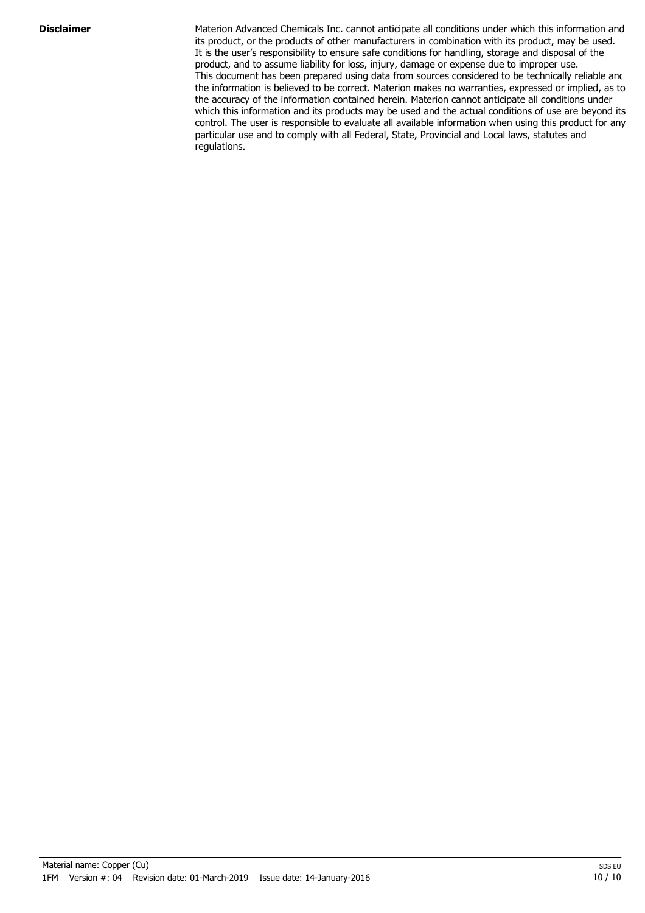**Disclaimer**

Materion Advanced Chemicals Inc. cannot anticipate all conditions under which this information and its product, or the products of other manufacturers in combination with its product, may be used. It is the user's responsibility to ensure safe conditions for handling, storage and disposal of the product, and to assume liability for loss, injury, damage or expense due to improper use. This document has been prepared using data from sources considered to be technically reliable and the information is believed to be correct. Materion makes no warranties, expressed or implied, as to the accuracy of the information contained herein. Materion cannot anticipate all conditions under which this information and its products may be used and the actual conditions of use are beyond its control. The user is responsible to evaluate all available information when using this product for any particular use and to comply with all Federal, State, Provincial and Local laws, statutes and regulations.